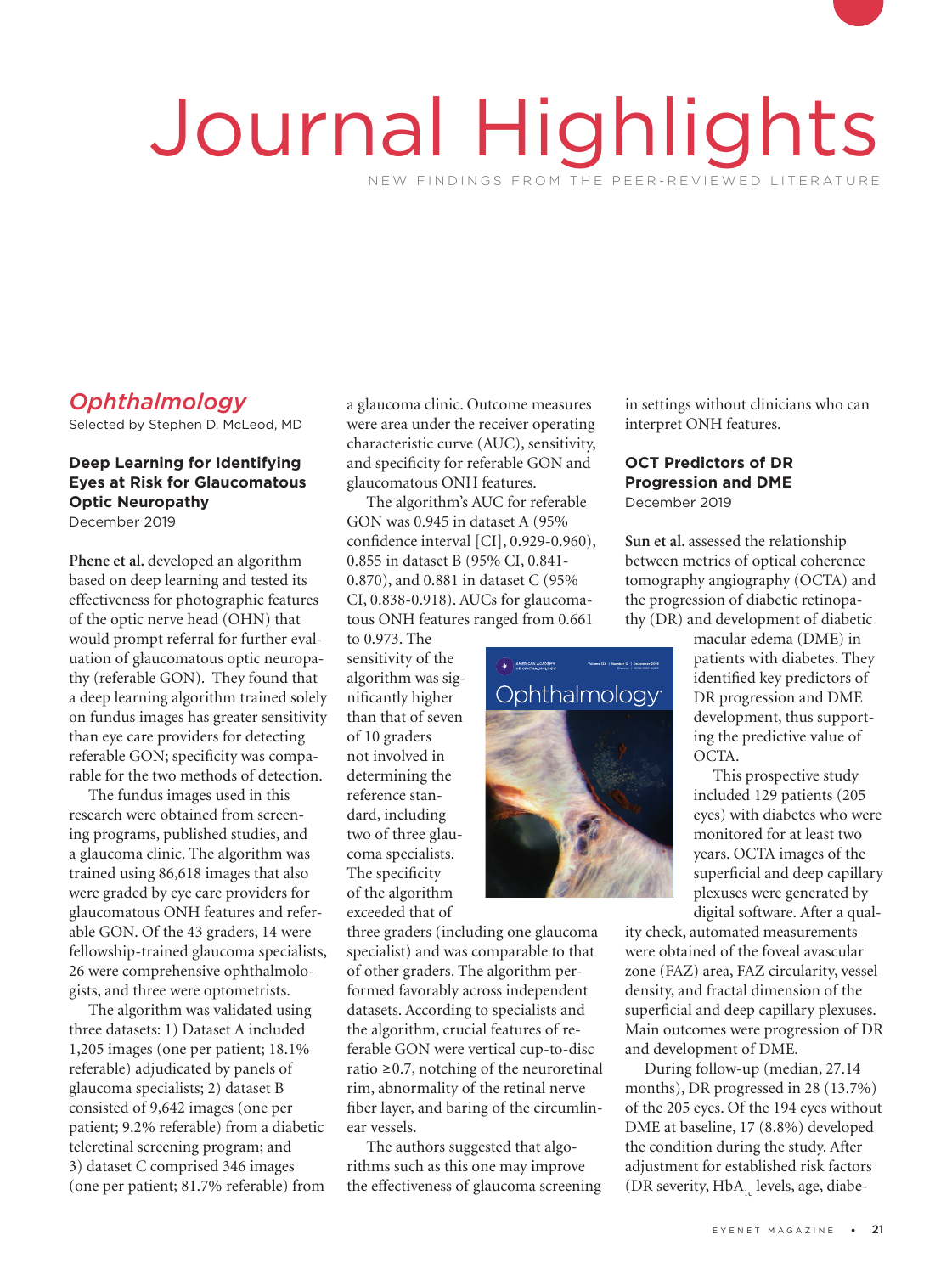# Journal Highlights

NEW FINDINGS FROM THE PEER-REVIEWED LITERATURE

## *Ophthalmology*

Selected by Stephen D. McLeod, MD

### Deep Learning for Identifying Eyes at Risk for Glaucomatous Optic Neuropathy

December 2019

**Phene et al.** developed an algorithm based on deep learning and tested its effectiveness for photographic features of the optic nerve head (OHN) that would prompt referral for further evaluation of glaucomatous optic neuropathy (referable GON). They found that a deep learning algorithm trained solely on fundus images has greater sensitivity than eye care providers for detecting referable GON; specificity was comparable for the two methods of detection.

The fundus images used in this research were obtained from screening programs, published studies, and a glaucoma clinic. The algorithm was trained using 86,618 images that also were graded by eye care providers for glaucomatous ONH features and referable GON. Of the 43 graders, 14 were fellowship-trained glaucoma specialists, 26 were comprehensive ophthalmologists, and three were optometrists.

The algorithm was validated using three datasets: 1) Dataset A included 1,205 images (one per patient; 18.1% referable) adjudicated by panels of glaucoma specialists; 2) dataset B consisted of 9,642 images (one per patient; 9.2% referable) from a diabetic teleretinal screening program; and 3) dataset C comprised 346 images (one per patient; 81.7% referable) from a glaucoma clinic. Outcome measures were area under the receiver operating characteristic curve (AUC), sensitivity, and specificity for referable GON and glaucomatous ONH features.

The algorithm's AUC for referable GON was 0.945 in dataset A (95% confidence interval [CI], 0.929-0.960), 0.855 in dataset B (95% CI, 0.841-0.870), and 0.881 in dataset C (95% CI, 0.838-0.918). AUCs for glaucomatous ONH features ranged from 0.661 to 0.973. The sensitivity of the algorithm was significantly higher than that of seven of 10 graders not involved in determining the reference standard, including two of three glaucoma specialists. The specificity of the algorithm exceeded that of three graders (including one glaucoma specialist) and was comparable to that of other graders. The algorithm performed favorably across independent datasets. According to specialists and the algorithm, crucial features of referable GON were vertical cup-to-disc ratio ≥0.7, notching of the neuroretinal rim, abnormality of the retinal nerve fiber layer, and baring of the circumlinear vessels.

The authors suggested that algorithms such as this one may improve the effectiveness of glaucoma screening in settings without clinicians who can interpret ONH features.

### OCT Predictors of DR Progression and DME

December 2019

**Sun et al.** assessed the relationship between metrics of optical coherence tomography angiography (OCTA) and the progression of diabetic retinopathy (DR) and development of diabetic macular edema (DME) in patients with diabetes. They identified key predictors of DR progression and DME development, thus supporting the predictive value of OCTA.

This prospective study included 129 patients (205 eyes) with diabetes who were monitored for at least two years. OCTA images of the superficial and deep capillary plexuses were generated by digital software. After a quality check, automated measurements were obtained of the foveal avascular zone (FAZ) area, FAZ circularity, vessel density, and fractal dimension of the superficial and deep capillary plexuses. Main outcomes were progression of DR and development of DME.

During follow-up (median, 27.14 months), DR progressed in 28 (13.7%) of the 205 eyes. Of the 194 eyes without DME at baseline, 17 (8.8%) developed the condition during the study. After adjustment for established risk factors (DR severity, $HbA_{1c}$ levels, age, diabe-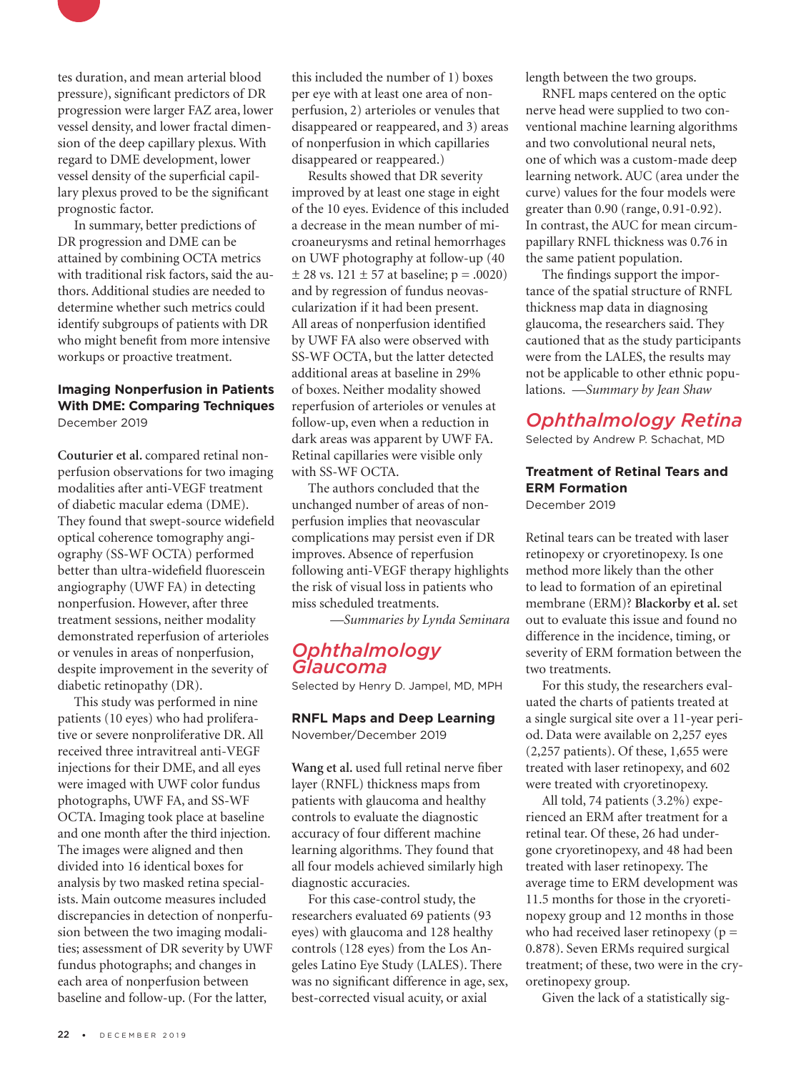tes duration, and mean arterial blood pressure), significant predictors of DR progression were larger FAZ area, lower vessel density, and lower fractal dimension of the deep capillary plexus. With regard to DME development, lower vessel density of the superficial capillary plexus proved to be the significant prognostic factor.

In summary, better predictions of DR progression and DME can be attained by combining OCTA metrics with traditional risk factors, said the authors. Additional studies are needed to determine whether such metrics could identify subgroups of patients with DR who might benefit from more intensive workups or proactive treatment.

### Imaging Nonperfusion in Patients With DME: Comparing Techniques

December 2019

**Couturier et al.** compared retinal nonperfusion observations for two imaging modalities after anti-VEGF treatment of diabetic macular edema (DME). They found that swept-source widefield optical coherence tomography angiography (SS-WF OCTA) performed better than ultra-widefield fluorescein angiography (UWF FA) in detecting nonperfusion. However, after three treatment sessions, neither modality demonstrated reperfusion of arterioles or venules in areas of nonperfusion, despite improvement in the severity of diabetic retinopathy (DR).

This study was performed in nine patients (10 eyes) who had proliferative or severe nonproliferative DR. All received three intravitreal anti-VEGF injections for their DME, and all eyes were imaged with UWF color fundus photographs, UWF FA, and SS-WF OCTA. Imaging took place at baseline and one month after the third injection. The images were aligned and then divided into 16 identical boxes for analysis by two masked retina specialists. Main outcome measures included discrepancies in detection of nonperfusion between the two imaging modalities; assessment of DR severity by UWF fundus photographs; and changes in each area of nonperfusion between baseline and follow-up. (For the latter, this included the number of 1) boxes per eye with at least one area of nonperfusion, 2) arterioles or venules that disappeared or reappeared, and 3) areas of nonperfusion in which capillaries disappeared or reappeared.)

Results showed that DR severity improved by at least one stage in eight of the 10 eyes. Evidence of this included a decrease in the mean number of microaneurysms and retinal hemorrhages on UWF photography at follow-up (40 ± 28 vs. 121 ± 57 at baseline; $p = .0020$) and by regression of fundus neovascularization if it had been present. All areas of nonperfusion identified by UWF FA also were observed with SS-WF OCTA, but the latter detected additional areas at baseline in 29% of boxes. Neither modality showed reperfusion of arterioles or venules at follow-up, even when a reduction in dark areas was apparent by UWF FA. Retinal capillaries were visible only with SS-WF OCTA.

The authors concluded that the unchanged number of areas of nonperfusion implies that neovascular complications may persist even if DR improves. Absence of reperfusion following anti-VEGF therapy highlights the risk of visual loss in patients who miss scheduled treatments.

*—Summaries by Lynda Seminara*

## Ophthalmology Glaucoma

Selected by Henry D. Jampel, MD, MPH

### RNFL Maps and Deep Learning

November/December 2019

**Wang et al.** used full retinal nerve fiber layer (RNFL) thickness maps from patients with glaucoma and healthy controls to evaluate the diagnostic accuracy of four different machine learning algorithms. They found that all four models achieved similarly high diagnostic accuracies.

For this case-control study, the researchers evaluated 69 patients (93 eyes) with glaucoma and 128 healthy controls (128 eyes) from the Los Angeles Latino Eye Study (LALES). There was no significant difference in age, sex, best-corrected visual acuity, or axial length between the two groups.

RNFL maps centered on the optic nerve head were supplied to two conventional machine learning algorithms and two convolutional neural nets, one of which was a custom-made deep learning network. AUC (area under the curve) values for the four models were greater than 0.90 (range, 0.91-0.92). In contrast, the AUC for mean circumpapillary RNFL thickness was 0.76 in the same patient population.

The findings support the importance of the spatial structure of RNFL thickness map data in diagnosing glaucoma, the researchers said. They cautioned that as the study participants were from the LALES, the results may not be applicable to other ethnic populations. *—Summary by Jean Shaw*

## Ophthalmology Retina

Selected by Andrew P. Schachat, MD

### Treatment of Retinal Tears and ERM Formation

December 2019

Retinal tears can be treated with laser retinopexy or cryoretinopexy. Is one method more likely than the other to lead to formation of an epiretinal membrane (ERM)? **Blackorby et al.** set out to evaluate this issue and found no difference in the incidence, timing, or severity of ERM formation between the two treatments.

For this study, the researchers evaluated the charts of patients treated at a single surgical site over a 11-year period. Data were available on 2,257 eyes (2,257 patients). Of these, 1,655 were treated with laser retinopexy, and 602 were treated with cryoretinopexy.

All told, 74 patients (3.2%) experienced an ERM after treatment for a retinal tear. Of these, 26 had undergone cryoretinopexy, and 48 had been treated with laser retinopexy. The average time to ERM development was 11.5 months for those in the cryoretinopexy group and 12 months in those who had received laser retinopexy ($p = 0.878$). Seven ERMs required surgical treatment; of these, two were in the cryoretinopexy group.

Given the lack of a statistically sig-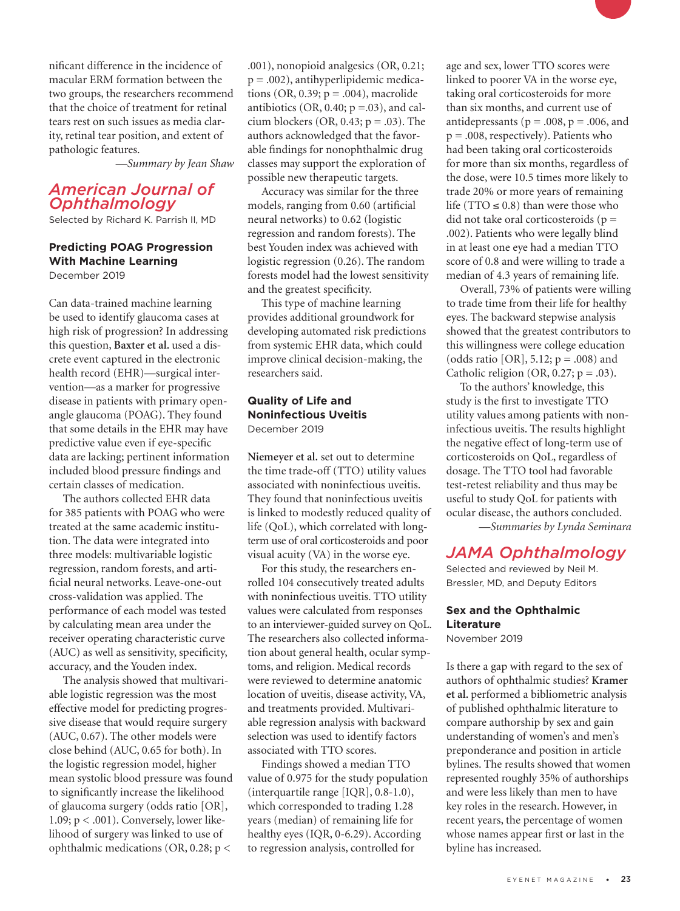nificant difference in the incidence of macular ERM formation between the two groups, the researchers recommend that the choice of treatment for retinal tears rest on such issues as media clarity, retinal tear position, and extent of pathologic features.

*—Summary by Jean Shaw*

## American Journal of Ophthalmology

Selected by Richard K. Parrish II, MD

### Predicting POAG Progression With Machine Learning

December 2019

Can data-trained machine learning be used to identify glaucoma cases at high risk of progression? In addressing this question, **Baxter et al.** used a discrete event captured in the electronic health record (EHR)—surgical intervention—as a marker for progressive disease in patients with primary open-angle glaucoma (POAG). They found that some details in the EHR may have predictive value even if eye-specific data are lacking; pertinent information included blood pressure findings and certain classes of medication.

The authors collected EHR data for 385 patients with POAG who were treated at the same academic institution. The data were integrated into three models: multivariable logistic regression, random forests, and artificial neural networks. Leave-one-out cross-validation was applied. The performance of each model was tested by calculating mean area under the receiver operating characteristic curve (AUC) as well as sensitivity, specificity, accuracy, and the Youden index.

The analysis showed that multivariable logistic regression was the most effective model for predicting progressive disease that would require surgery (AUC, 0.67). The other models were close behind (AUC, 0.65 for both). In the logistic regression model, higher mean systolic blood pressure was found to significantly increase the likelihood of glaucoma surgery (odds ratio [OR], 1.09; $p < .001$). Conversely, lower likelihood of surgery was linked to use of ophthalmic medications (OR, 0.28; $p < .001$), nonopioid analgesics (OR, 0.21; $p = .002$), antihyperlipidemic medications (OR, 0.39; $p = .004$), macrolide antibiotics (OR, 0.40; $p = .03$), and calcium blockers (OR, 0.43; $p = .03$). The authors acknowledged that the favorable findings for nonophthalmic drug classes may support the exploration of possible new therapeutic targets.

Accuracy was similar for the three models, ranging from 0.60 (artificial neural networks) to 0.62 (logistic regression and random forests). The best Youden index was achieved with logistic regression (0.26). The random forests model had the lowest sensitivity and the greatest specificity.

This type of machine learning provides additional groundwork for developing automated risk predictions from systemic EHR data, which could improve clinical decision-making, the researchers said.

### Quality of Life and Noninfectious Uveitis

December 2019

**Niemeyer et al.** set out to determine the time trade-off (TTO) utility values associated with noninfectious uveitis. They found that noninfectious uveitis is linked to modestly reduced quality of life (QoL), which correlated with long-term use of oral corticosteroids and poor visual acuity (VA) in the worse eye.

For this study, the researchers enrolled 104 consecutively treated adults with noninfectious uveitis. TTO utility values were calculated from responses to an interviewer-guided survey on QoL. The researchers also collected information about general health, ocular symptoms, and religion. Medical records were reviewed to determine anatomic location of uveitis, disease activity, VA, and treatments provided. Multivariable regression analysis with backward selection was used to identify factors associated with TTO scores.

Findings showed a median TTO value of 0.975 for the study population (interquartile range [IQR], 0.8-1.0), which corresponded to trading 1.28 years (median) of remaining life for healthy eyes (IQR, 0-6.29). According to regression analysis, controlled for age and sex, lower TTO scores were linked to poorer VA in the worse eye, taking oral corticosteroids for more than six months, and current use of antidepressants ($p = .008$, $p = .006$, and $p = .008$, respectively). Patients who had been taking oral corticosteroids for more than six months, regardless of the dose, were 10.5 times more likely to trade 20% or more years of remaining life (TTO $\leq$ 0.8) than were those who did not take oral corticosteroids ($p = .002$). Patients who were legally blind in at least one eye had a median TTO score of 0.8 and were willing to trade a median of 4.3 years of remaining life.

Overall, 73% of patients were willing to trade time from their life for healthy eyes. The backward stepwise analysis showed that the greatest contributors to this willingness were college education (odds ratio [OR], 5.12; $p = .008$) and Catholic religion (OR, 0.27; $p = .03$).

To the authors' knowledge, this study is the first to investigate TTO utility values among patients with noninfectious uveitis. The results highlight the negative effect of long-term use of corticosteroids on QoL, regardless of dosage. The TTO tool had favorable test-retest reliability and thus may be useful to study QoL for patients with ocular disease, the authors concluded.

*—Summaries by Lynda Seminara*

## JAMA Ophthalmology

Selected and reviewed by Neil M. Bressler, MD, and Deputy Editors

### Sex and the Ophthalmic Literature

November 2019

Is there a gap with regard to the sex of authors of ophthalmic studies? **Kramer et al.** performed a bibliometric analysis of published ophthalmic literature to compare authorship by sex and gain understanding of women's and men's preponderance and position in article bylines. The results showed that women represented roughly 35% of authorships and were less likely than men to have key roles in the research. However, in recent years, the percentage of women whose names appear first or last in the byline has increased.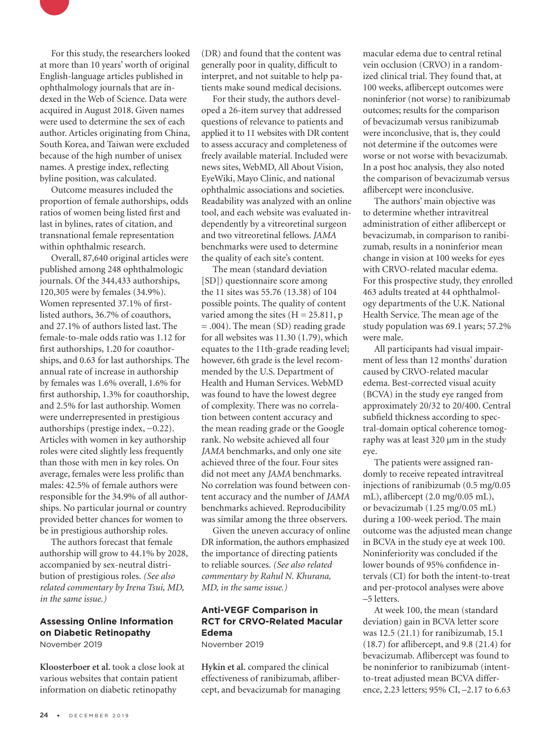For this study, the researchers looked at more than 10 years' worth of original English-language articles published in ophthalmology journals that are indexed in the Web of Science. Data were acquired in August 2018. Given names were used to determine the sex of each author. Articles originating from China, South Korea, and Taiwan were excluded because of the high number of unisex names. A prestige index, reflecting byline position, was calculated.

Outcome measures included the proportion of female authorships, odds ratios of women being listed first and last in bylines, rates of citation, and transnational female representation within ophthalmic research.

Overall, 87,640 original articles were published among 248 ophthalmologic journals. Of the 344,433 authorships, 120,305 were by females (34.9%). Women represented 37.1% of first-listed authors, 36.7% of coauthors, and 27.1% of authors listed last. The female-to-male odds ratio was 1.12 for first authorships, 1.20 for coauthorships, and 0.63 for last authorships. The annual rate of increase in authorship by females was 1.6% overall, 1.6% for first authorship, 1.3% for coauthorship, and 2.5% for last authorship. Women were underrepresented in prestigious authorships (prestige index, −0.22). Articles with women in key authorship roles were cited slightly less frequently than those with men in key roles. On average, females were less prolific than males: 42.5% of female authors were responsible for the 34.9% of all authorships. No particular journal or country provided better chances for women to be in prestigious authorship roles.

The authors forecast that female authorship will grow to 44.1% by 2028, accompanied by sex-neutral distribution of prestigious roles. *(See also related commentary by Irena Tsui, MD, in the same issue.)*

### Assessing Online Information on Diabetic Retinopathy

November 2019

**Kloosterboer et al.** took a close look at various websites that contain patient information on diabetic retinopathy (DR) and found that the content was generally poor in quality, difficult to interpret, and not suitable to help patients make sound medical decisions.

For their study, the authors developed a 26-item survey that addressed questions of relevance to patients and applied it to 11 websites with DR content to assess accuracy and completeness of freely available material. Included were news sites, WebMD, All About Vision, EyeWiki, Mayo Clinic, and national ophthalmic associations and societies. Readability was analyzed with an online tool, and each website was evaluated independently by a vitreoretinal surgeon and two vitreoretinal fellows. *JAMA* benchmarks were used to determine the quality of each site's content.

The mean (standard deviation [SD]) questionnaire score among the 11 sites was 55.76 (13.38) of 104 possible points. The quality of content varied among the sites ($H = 25.811$, $p = .004$). The mean (SD) reading grade for all websites was 11.30 (1.79), which equates to the 11th-grade reading level; however, 6th grade is the level recommended by the U.S. Department of Health and Human Services. WebMD was found to have the lowest degree of complexity. There was no correlation between content accuracy and the mean reading grade or the Google rank. No website achieved all four *JAMA* benchmarks, and only one site achieved three of the four. Four sites did not meet any *JAMA* benchmarks. No correlation was found between content accuracy and the number of *JAMA* benchmarks achieved. Reproducibility was similar among the three observers.

Given the uneven accuracy of online DR information, the authors emphasized the importance of directing patients to reliable sources. *(See also related commentary by Rahul N. Khurana, MD, in the same issue.)*

### Anti-VEGF Comparison in RCT for CRVO-Related Macular Edema

November 2019

**Hykin et al.** compared the clinical effectiveness of ranibizumab, aflibercept, and bevacizumab for managing macular edema due to central retinal vein occlusion (CRVO) in a randomized clinical trial. They found that, at 100 weeks, aflibercept outcomes were noninferior (not worse) to ranibizumab outcomes; results for the comparison of bevacizumab versus ranibizumab were inconclusive, that is, they could not determine if the outcomes were worse or not worse with bevacizumab. In a post hoc analysis, they also noted the comparison of bevacizumab versus aflibercept were inconclusive.

The authors' main objective was to determine whether intravitreal administration of either aflibercept or bevacizumab, in comparison to ranibizumab, results in a noninferior mean change in vision at 100 weeks for eyes with CRVO-related macular edema. For this prospective study, they enrolled 463 adults treated at 44 ophthalmology departments of the U.K. National Health Service. The mean age of the study population was 69.1 years; 57.2% were male.

All participants had visual impairment of less than 12 months' duration caused by CRVO-related macular edema. Best-corrected visual acuity (BCVA) in the study eye ranged from approximately 20/32 to 20/400. Central subfield thickness according to spectral-domain optical coherence tomography was at least 320 µm in the study eye.

The patients were assigned randomly to receive repeated intravitreal injections of ranibizumab (0.5 mg/0.05 mL), aflibercept (2.0 mg/0.05 mL), or bevacizumab (1.25 mg/0.05 mL) during a 100-week period. The main outcome was the adjusted mean change in BCVA in the study eye at week 100. Noninferiority was concluded if the lower bounds of 95% confidence intervals (CI) for both the intent-to-treat and per-protocol analyses were above –5 letters.

At week 100, the mean (standard deviation) gain in BCVA letter score was 12.5 (21.1) for ranibizumab, 15.1 (18.7) for aflibercept, and 9.8 (21.4) for bevacizumab. Aflibercept was found to be noninferior to ranibizumab (intent-to-treat adjusted mean BCVA difference, 2.23 letters; 95% CI, –2.17 to 6.63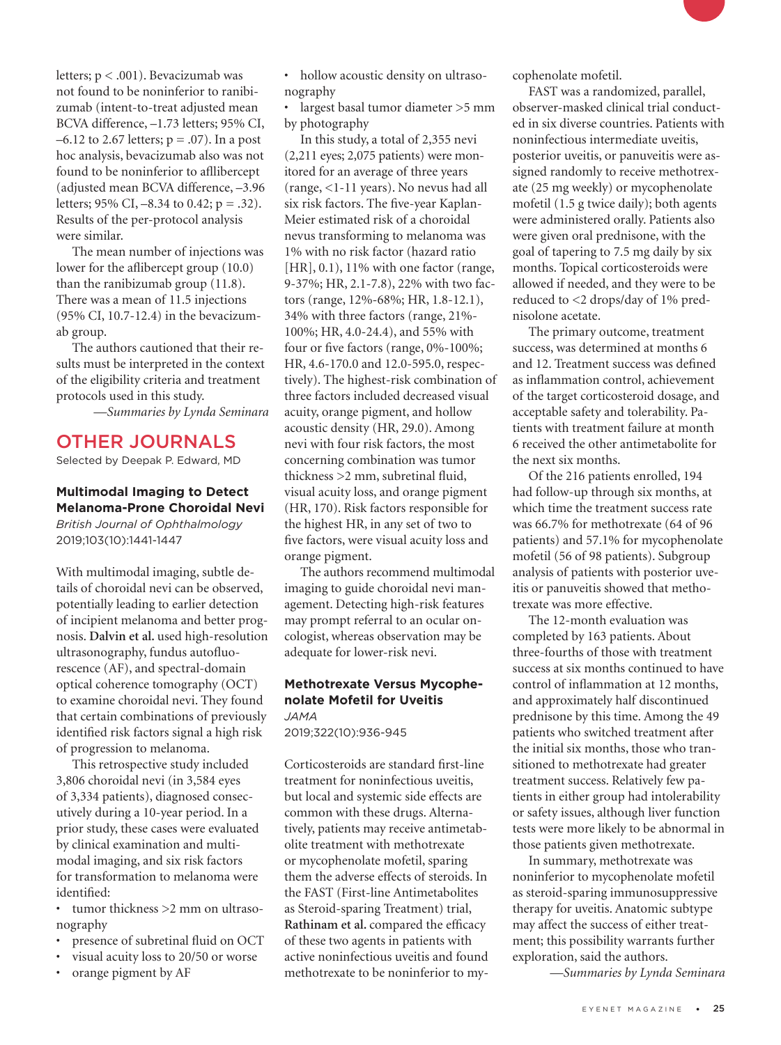letters; p < .001). Bevacizumab was not found to be noninferior to ranibizumab (intent-to-treat adjusted mean BCVA difference, –1.73 letters; 95% CI, –6.12 to 2.67 letters; p = .07). In a post hoc analysis, bevacizumab also was not found to be noninferior to aflibercept (adjusted mean BCVA difference, –3.96 letters; 95% CI, –8.34 to 0.42; p = .32). Results of the per-protocol analysis were similar.

The mean number of injections was lower for the aflibercept group (10.0) than the ranibizumab group (11.8). There was a mean of 11.5 injections (95% CI, 10.7-12.4) in the bevacizumab group.

The authors cautioned that their results must be interpreted in the context of the eligibility criteria and treatment protocols used in this study.

*—Summaries by Lynda Seminara*

## OTHER JOURNALS

Selected by Deepak P. Edward, MD

### Multimodal Imaging to Detect Melanoma-Prone Choroidal Nevi

*British Journal of Ophthalmology*
2019;103(10):1441-1447

With multimodal imaging, subtle details of choroidal nevi can be observed, potentially leading to earlier detection of incipient melanoma and better prognosis. **Dalvin et al.** used high-resolution ultrasonography, fundus autofluorescence (AF), and spectral-domain optical coherence tomography (OCT) to examine choroidal nevi. They found that certain combinations of previously identified risk factors signal a high risk of progression to melanoma.

This retrospective study included 3,806 choroidal nevi (in 3,584 eyes of 3,334 patients), diagnosed consecutively during a 10-year period. In a prior study, these cases were evaluated by clinical examination and multimodal imaging, and six risk factors for transformation to melanoma were identified:

- tumor thickness >2 mm on ultrasonography
- presence of subretinal fluid on OCT
- visual acuity loss to 20/50 or worse
- orange pigment by AF
- hollow acoustic density on ultrasonography
- largest basal tumor diameter >5 mm by photography

In this study, a total of 2,355 nevi (2,211 eyes; 2,075 patients) were monitored for an average of three years (range, <1-11 years). No nevus had all six risk factors. The five-year Kaplan-Meier estimated risk of a choroidal nevus transforming to melanoma was 1% with no risk factor (hazard ratio [HR], 0.1), 11% with one factor (range, 9-37%; HR, 2.1-7.8), 22% with two factors (range, 12%-68%; HR, 1.8-12.1), 34% with three factors (range, 21%-100%; HR, 4.0-24.4), and 55% with four or five factors (range, 0%-100%; HR, 4.6-170.0 and 12.0-595.0, respectively). The highest-risk combination of three factors included decreased visual acuity, orange pigment, and hollow acoustic density (HR, 29.0). Among nevi with four risk factors, the most concerning combination was tumor thickness >2 mm, subretinal fluid, visual acuity loss, and orange pigment (HR, 170). Risk factors responsible for the highest HR, in any set of two to five factors, were visual acuity loss and orange pigment.

The authors recommend multimodal imaging to guide choroidal nevi management. Detecting high-risk features may prompt referral to an ocular oncologist, whereas observation may be adequate for lower-risk nevi.

### Methotrexate Versus Mycophenolate Mofetil for Uveitis

*JAMA*
2019;322(10):936-945

Corticosteroids are standard first-line treatment for noninfectious uveitis, but local and systemic side effects are common with these drugs. Alternatively, patients may receive antimetabolite treatment with methotrexate or mycophenolate mofetil, sparing them the adverse effects of steroids. In the FAST (First-line Antimetabolites as Steroid-sparing Treatment) trial, **Rathinam et al.** compared the efficacy of these two agents in patients with active noninfectious uveitis and found methotrexate to be noninferior to mycophenolate mofetil.

FAST was a randomized, parallel, observer-masked clinical trial conducted in six diverse countries. Patients with noninfectious intermediate uveitis, posterior uveitis, or panuveitis were assigned randomly to receive methotrexate (25 mg weekly) or mycophenolate mofetil (1.5 g twice daily); both agents were administered orally. Patients also were given oral prednisone, with the goal of tapering to 7.5 mg daily by six months. Topical corticosteroids were allowed if needed, and they were to be reduced to <2 drops/day of 1% prednisolone acetate.

The primary outcome, treatment success, was determined at months 6 and 12. Treatment success was defined as inflammation control, achievement of the target corticosteroid dosage, and acceptable safety and tolerability. Patients with treatment failure at month 6 received the other antimetabolite for the next six months.

Of the 216 patients enrolled, 194 had follow-up through six months, at which time the treatment success rate was 66.7% for methotrexate (64 of 96 patients) and 57.1% for mycophenolate mofetil (56 of 98 patients). Subgroup analysis of patients with posterior uveitis or panuveitis showed that methotrexate was more effective.

The 12-month evaluation was completed by 163 patients. About three-fourths of those with treatment success at six months continued to have control of inflammation at 12 months, and approximately half discontinued prednisone by this time. Among the 49 patients who switched treatment after the initial six months, those who transitioned to methotrexate had greater treatment success. Relatively few patients in either group had intolerability or safety issues, although liver function tests were more likely to be abnormal in those patients given methotrexate.

In summary, methotrexate was noninferior to mycophenolate mofetil as steroid-sparing immunosuppressive therapy for uveitis. Anatomic subtype may affect the success of either treatment; this possibility warrants further exploration, said the authors.

*—Summaries by Lynda Seminara*